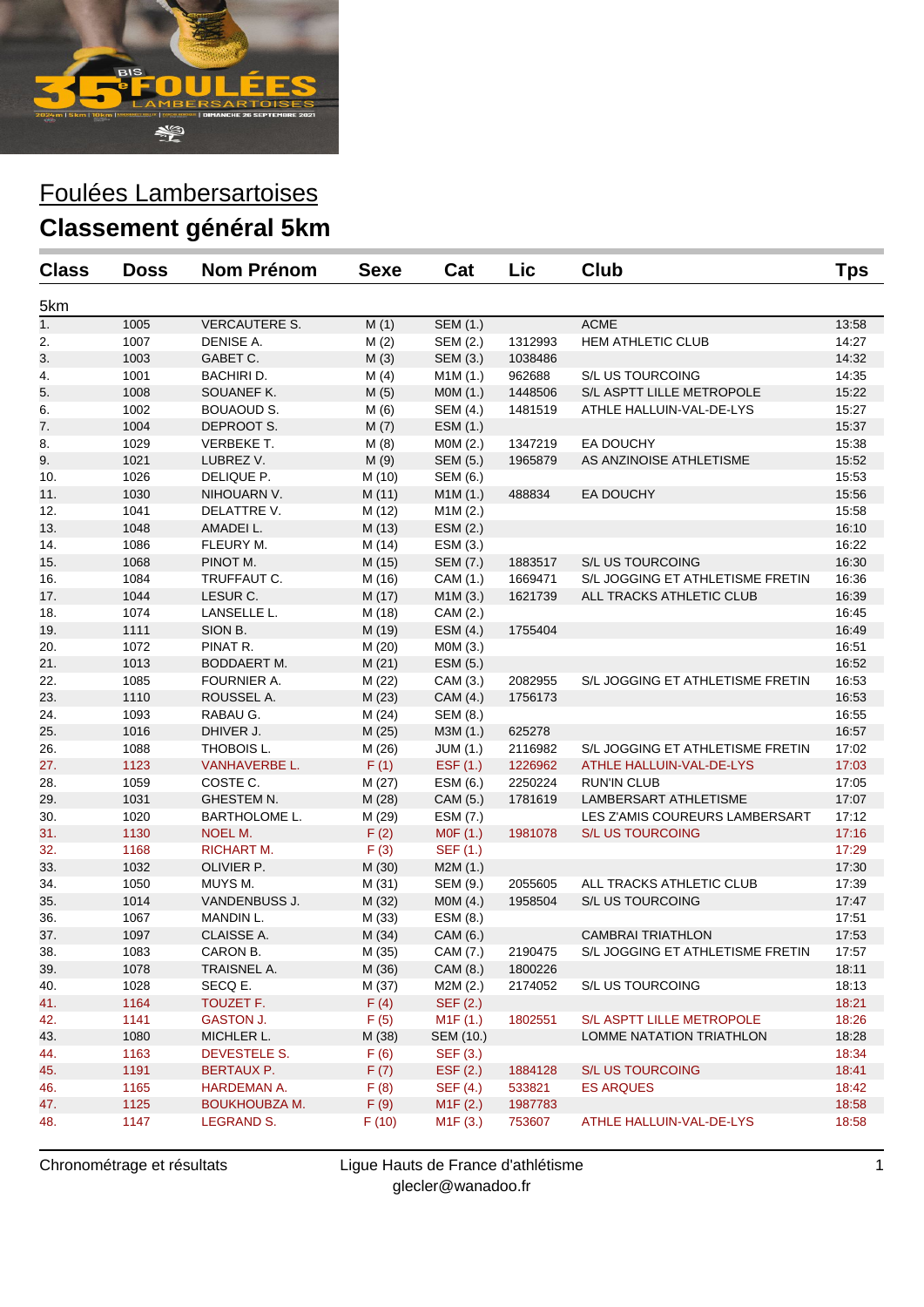# Foulées Lambersartoises

## Classement général 5km

| Class | Doss | Nom Prénom | Sexe | Cat | Lic | Club | Tps |
|---|---|---|---|---|---|---|---|
| 5km | | | | | | | |
| 1. | 1005 | VERCAUTERE S. | M (1) | SEM (1.) | | ACME | 13:58 |
| 2. | 1007 | DENISE A. | M (2) | SEM (2.) | 1312993 | HEM ATHLETIC CLUB | 14:27 |
| 3. | 1003 | GABET C. | M (3) | SEM (3.) | 1038486 | | 14:32 |
| 4. | 1001 | BACHIRI D. | M (4) | M1M (1.) | 962688 | S/L US TOURCOING | 14:35 |
| 5. | 1008 | SOUANEF K. | M (5) | M0M (1.) | 1448506 | S/L ASPTT LILLE METROPOLE | 15:22 |
| 6. | 1002 | BOUAOUD S. | M (6) | SEM (4.) | 1481519 | ATHLE HALLUIN-VAL-DE-LYS | 15:27 |
| 7. | 1004 | DEPROOT S. | M (7) | ESM (1.) | | | 15:37 |
| 8. | 1029 | VERBEKE T. | M (8) | M0M (2.) | 1347219 | EA DOUCHY | 15:38 |
| 9. | 1021 | LUBREZ V. | M (9) | SEM (5.) | 1965879 | AS ANZINOISE ATHLETISME | 15:52 |
| 10. | 1026 | DELIQUE P. | M (10) | SEM (6.) | | | 15:53 |
| 11. | 1030 | NIHOUARN V. | M (11) | M1M (1.) | 488834 | EA DOUCHY | 15:56 |
| 12. | 1041 | DELATTRE V. | M (12) | M1M (2.) | | | 15:58 |
| 13. | 1048 | AMADEI L. | M (13) | ESM (2.) | | | 16:10 |
| 14. | 1086 | FLEURY M. | M (14) | ESM (3.) | | | 16:22 |
| 15. | 1068 | PINOT M. | M (15) | SEM (7.) | 1883517 | S/L US TOURCOING | 16:30 |
| 16. | 1084 | TRUFFAUT C. | M (16) | CAM (1.) | 1669471 | S/L JOGGING ET ATHLETISME FRETIN | 16:36 |
| 17. | 1044 | LESUR C. | M (17) | M1M (3.) | 1621739 | ALL TRACKS ATHLETIC CLUB | 16:39 |
| 18. | 1074 | LANSELLE L. | M (18) | CAM (2.) | | | 16:45 |
| 19. | 1111 | SION B. | M (19) | ESM (4.) | 1755404 | | 16:49 |
| 20. | 1072 | PINAT R. | M (20) | M0M (3.) | | | 16:51 |
| 21. | 1013 | BODDAERT M. | M (21) | ESM (5.) | | | 16:52 |
| 22. | 1085 | FOURNIER A. | M (22) | CAM (3.) | 2082955 | S/L JOGGING ET ATHLETISME FRETIN | 16:53 |
| 23. | 1110 | ROUSSEL A. | M (23) | CAM (4.) | 1756173 | | 16:53 |
| 24. | 1093 | RABAU G. | M (24) | SEM (8.) | | | 16:55 |
| 25. | 1016 | DHIVER J. | M (25) | M3M (1.) | 625278 | | 16:57 |
| 26. | 1088 | THOBOIS L. | M (26) | JUM (1.) | 2116982 | S/L JOGGING ET ATHLETISME FRETIN | 17:02 |
| 27. | 1123 | VANHAVERBE L. | F (1) | ESF (1.) | 1226962 | ATHLE HALLUIN-VAL-DE-LYS | 17:03 |
| 28. | 1059 | COSTE C. | M (27) | ESM (6.) | 2250224 | RUN'IN CLUB | 17:05 |
| 29. | 1031 | GHESTEM N. | M (28) | CAM (5.) | 1781619 | LAMBERSART ATHLETISME | 17:07 |
| 30. | 1020 | BARTHOLOME L. | M (29) | ESM (7.) | | LES Z'AMIS COUREURS LAMBERSART | 17:12 |
| 31. | 1130 | NOEL M. | F (2) | M0F (1.) | 1981078 | S/L US TOURCOING | 17:16 |
| 32. | 1168 | RICHART M. | F (3) | SEF (1.) | | | 17:29 |
| 33. | 1032 | OLIVIER P. | M (30) | M2M (1.) | | | 17:30 |
| 34. | 1050 | MUYS M. | M (31) | SEM (9.) | 2055605 | ALL TRACKS ATHLETIC CLUB | 17:39 |
| 35. | 1014 | VANDENBUSS J. | M (32) | M0M (4.) | 1958504 | S/L US TOURCOING | 17:47 |
| 36. | 1067 | MANDIN L. | M (33) | ESM (8.) | | | 17:51 |
| 37. | 1097 | CLAISSE A. | M (34) | CAM (6.) | | CAMBRAI TRIATHLON | 17:53 |
| 38. | 1083 | CARON B. | M (35) | CAM (7.) | 2190475 | S/L JOGGING ET ATHLETISME FRETIN | 17:57 |
| 39. | 1078 | TRAISNEL A. | M (36) | CAM (8.) | 1800226 | | 18:11 |
| 40. | 1028 | SECQ E. | M (37) | M2M (2.) | 2174052 | S/L US TOURCOING | 18:13 |
| 41. | 1164 | TOUZET F. | F (4) | SEF (2.) | | | 18:21 |
| 42. | 1141 | GASTON J. | F (5) | M1F (1.) | 1802551 | S/L ASPTT LILLE METROPOLE | 18:26 |
| 43. | 1080 | MICHLER L. | M (38) | SEM (10.) | | LOMME NATATION TRIATHLON | 18:28 |
| 44. | 1163 | DEVESTELE S. | F (6) | SEF (3.) | | | 18:34 |
| 45. | 1191 | BERTAUX P. | F (7) | ESF (2.) | 1884128 | S/L US TOURCOING | 18:41 |
| 46. | 1165 | HARDEMAN A. | F (8) | SEF (4.) | 533821 | ES ARQUES | 18:42 |
| 47. | 1125 | BOUKHOUBZA M. | F (9) | M1F (2.) | 1987783 | | 18:58 |
| 48. | 1147 | LEGRAND S. | F (10) | M1F (3.) | 753607 | ATHLE HALLUIN-VAL-DE-LYS | 18:58 |

Chronométrage et résultats — Ligue Hauts de France d'athlétisme — glecler@wanadoo.fr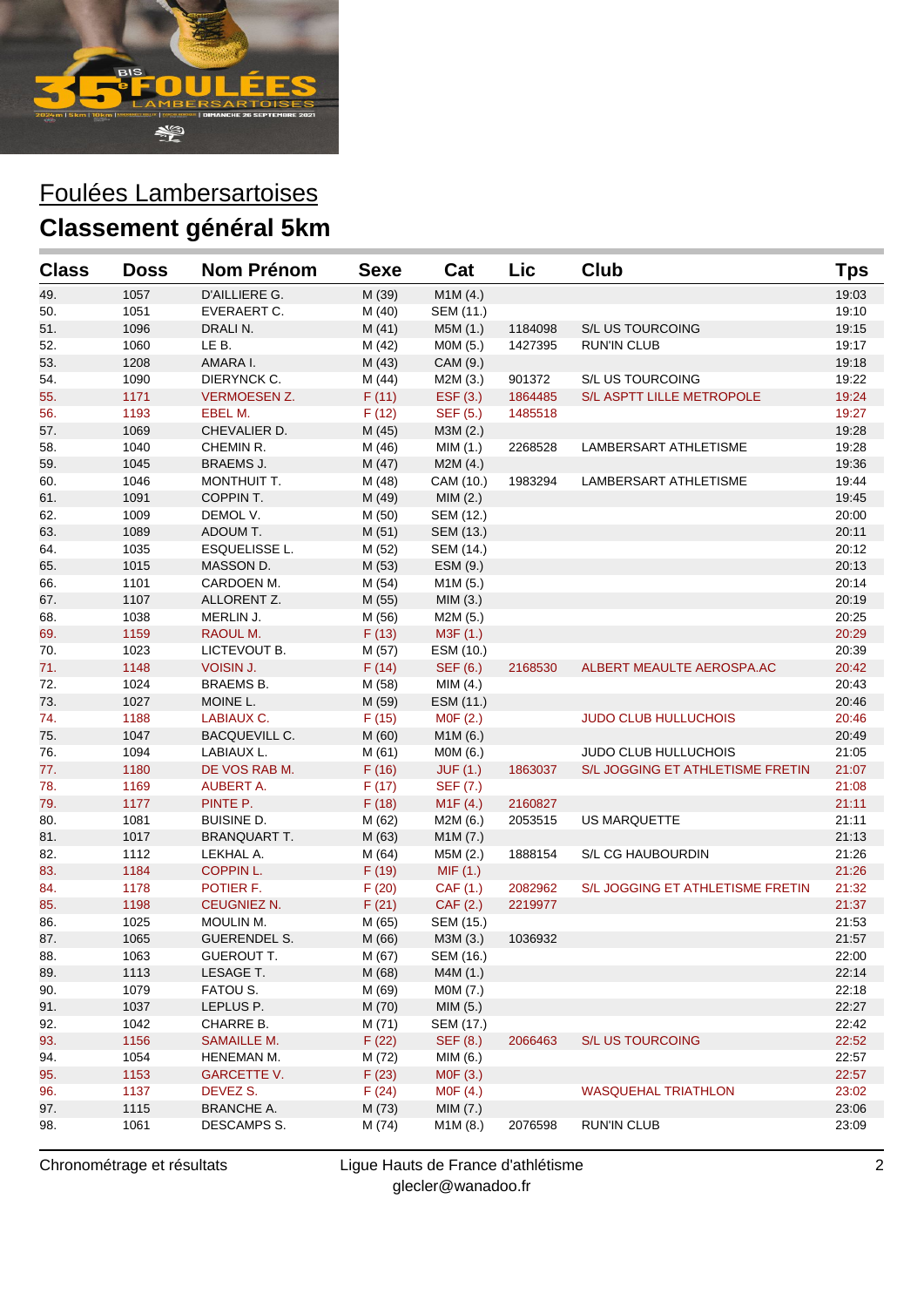# Foulées Lambersartoises

## Classement général 5km

| Class | Doss | Nom Prénom | Sexe | Cat | Lic | Club | Tps |
|---|---|---|---|---|---|---|---|
| 49. | 1057 | D'AILLIERE G. | M (39) | M1M (4.) | | | 19:03 |
| 50. | 1051 | EVERAERT C. | M (40) | SEM (11.) | | | 19:10 |
| 51. | 1096 | DRALI N. | M (41) | M5M (1.) | 1184098 | S/L US TOURCOING | 19:15 |
| 52. | 1060 | LE B. | M (42) | M0M (5.) | 1427395 | RUN'IN CLUB | 19:17 |
| 53. | 1208 | AMARA I. | M (43) | CAM (9.) | | | 19:18 |
| 54. | 1090 | DIERYNCK C. | M (44) | M2M (3.) | 901372 | S/L US TOURCOING | 19:22 |
| 55. | 1171 | VERMOESEN Z. | F (11) | ESF (3.) | 1864485 | S/L ASPTT LILLE METROPOLE | 19:24 |
| 56. | 1193 | EBEL M. | F (12) | SEF (5.) | 1485518 | | 19:27 |
| 57. | 1069 | CHEVALIER D. | M (45) | M3M (2.) | | | 19:28 |
| 58. | 1040 | CHEMIN R. | M (46) | MIM (1.) | 2268528 | LAMBERSART ATHLETISME | 19:28 |
| 59. | 1045 | BRAEMS J. | M (47) | M2M (4.) | | | 19:36 |
| 60. | 1046 | MONTHUIT T. | M (48) | CAM (10.) | 1983294 | LAMBERSART ATHLETISME | 19:44 |
| 61. | 1091 | COPPIN T. | M (49) | MIM (2.) | | | 19:45 |
| 62. | 1009 | DEMOL V. | M (50) | SEM (12.) | | | 20:00 |
| 63. | 1089 | ADOUM T. | M (51) | SEM (13.) | | | 20:11 |
| 64. | 1035 | ESQUELISSE L. | M (52) | SEM (14.) | | | 20:12 |
| 65. | 1015 | MASSON D. | M (53) | ESM (9.) | | | 20:13 |
| 66. | 1101 | CARDOEN M. | M (54) | M1M (5.) | | | 20:14 |
| 67. | 1107 | ALLORENT Z. | M (55) | MIM (3.) | | | 20:19 |
| 68. | 1038 | MERLIN J. | M (56) | M2M (5.) | | | 20:25 |
| 69. | 1159 | RAOUL M. | F (13) | M3F (1.) | | | 20:29 |
| 70. | 1023 | LICTEVOUT B. | M (57) | ESM (10.) | | | 20:39 |
| 71. | 1148 | VOISIN J. | F (14) | SEF (6.) | 2168530 | ALBERT MEAULTE AEROSPA.AC | 20:42 |
| 72. | 1024 | BRAEMS B. | M (58) | MIM (4.) | | | 20:43 |
| 73. | 1027 | MOINE L. | M (59) | ESM (11.) | | | 20:46 |
| 74. | 1188 | LABIAUX C. | F (15) | M0F (2.) | | JUDO CLUB HULLUCHOIS | 20:46 |
| 75. | 1047 | BACQUEVILL C. | M (60) | M1M (6.) | | | 20:49 |
| 76. | 1094 | LABIAUX L. | M (61) | M0M (6.) | | JUDO CLUB HULLUCHOIS | 21:05 |
| 77. | 1180 | DE VOS RAB M. | F (16) | JUF (1.) | 1863037 | S/L JOGGING ET ATHLETISME FRETIN | 21:07 |
| 78. | 1169 | AUBERT A. | F (17) | SEF (7.) | | | 21:08 |
| 79. | 1177 | PINTE P. | F (18) | M1F (4.) | 2160827 | | 21:11 |
| 80. | 1081 | BUISINE D. | M (62) | M2M (6.) | 2053515 | US MARQUETTE | 21:11 |
| 81. | 1017 | BRANQUART T. | M (63) | M1M (7.) | | | 21:13 |
| 82. | 1112 | LEKHAL A. | M (64) | M5M (2.) | 1888154 | S/L CG HAUBOURDIN | 21:26 |
| 83. | 1184 | COPPIN L. | F (19) | MIF (1.) | | | 21:26 |
| 84. | 1178 | POTIER F. | F (20) | CAF (1.) | 2082962 | S/L JOGGING ET ATHLETISME FRETIN | 21:32 |
| 85. | 1198 | CEUGNIEZ N. | F (21) | CAF (2.) | 2219977 | | 21:37 |
| 86. | 1025 | MOULIN M. | M (65) | SEM (15.) | | | 21:53 |
| 87. | 1065 | GUERENDEL S. | M (66) | M3M (3.) | 1036932 | | 21:57 |
| 88. | 1063 | GUEROUT T. | M (67) | SEM (16.) | | | 22:00 |
| 89. | 1113 | LESAGE T. | M (68) | M4M (1.) | | | 22:14 |
| 90. | 1079 | FATOU S. | M (69) | M0M (7.) | | | 22:18 |
| 91. | 1037 | LEPLUS P. | M (70) | MIM (5.) | | | 22:27 |
| 92. | 1042 | CHARRE B. | M (71) | SEM (17.) | | | 22:42 |
| 93. | 1156 | SAMAILLE M. | F (22) | SEF (8.) | 2066463 | S/L US TOURCOING | 22:52 |
| 94. | 1054 | HENEMAN M. | M (72) | MIM (6.) | | | 22:57 |
| 95. | 1153 | GARCETTE V. | F (23) | M0F (3.) | | | 22:57 |
| 96. | 1137 | DEVEZ S. | F (24) | M0F (4.) | | WASQUEHAL TRIATHLON | 23:02 |
| 97. | 1115 | BRANCHE A. | M (73) | MIM (7.) | | | 23:06 |
| 98. | 1061 | DESCAMPS S. | M (74) | M1M (8.) | 2076598 | RUN'IN CLUB | 23:09 |

Chronométrage et résultats — Ligue Hauts de France d'athlétisme — glecler@wanadoo.fr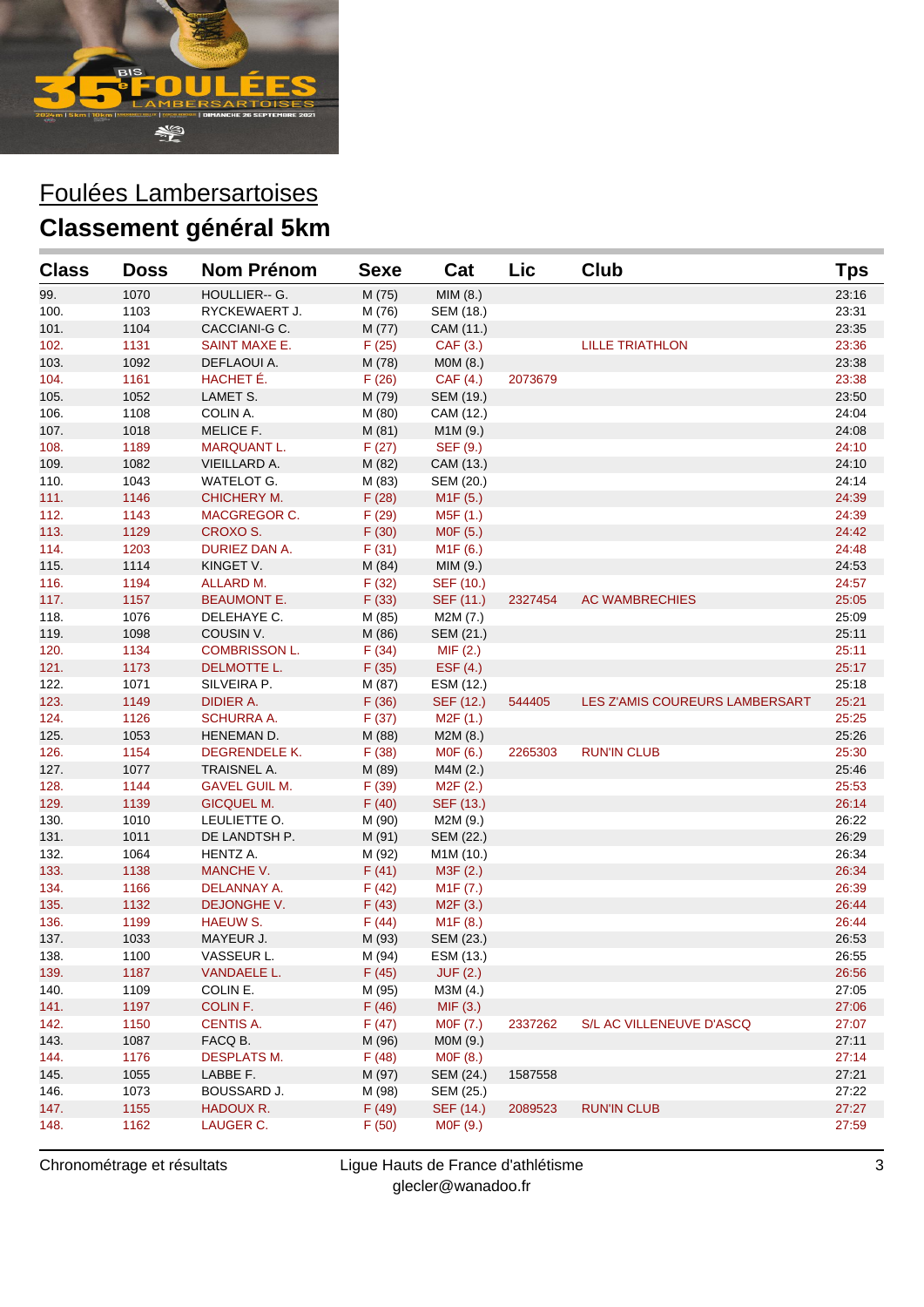# Foulées Lambersartoises

## Classement général 5km

| Class | Doss | Nom Prénom | Sexe | Cat | Lic | Club | Tps |
|---|---|---|---|---|---|---|---|
| 99. | 1070 | HOULLIER-- G. | M (75) | MIM (8.) | | | 23:16 |
| 100. | 1103 | RYCKEWAERT J. | M (76) | SEM (18.) | | | 23:31 |
| 101. | 1104 | CACCIANI-G C. | M (77) | CAM (11.) | | | 23:35 |
| 102. | 1131 | SAINT MAXE E. | F (25) | CAF (3.) | | LILLE TRIATHLON | 23:36 |
| 103. | 1092 | DEFLAOUI A. | M (78) | M0M (8.) | | | 23:38 |
| 104. | 1161 | HACHET É. | F (26) | CAF (4.) | 2073679 | | 23:38 |
| 105. | 1052 | LAMET S. | M (79) | SEM (19.) | | | 23:50 |
| 106. | 1108 | COLIN A. | M (80) | CAM (12.) | | | 24:04 |
| 107. | 1018 | MELICE F. | M (81) | M1M (9.) | | | 24:08 |
| 108. | 1189 | MARQUANT L. | F (27) | SEF (9.) | | | 24:10 |
| 109. | 1082 | VIEILLARD A. | M (82) | CAM (13.) | | | 24:10 |
| 110. | 1043 | WATELOT G. | M (83) | SEM (20.) | | | 24:14 |
| 111. | 1146 | CHICHERY M. | F (28) | M1F (5.) | | | 24:39 |
| 112. | 1143 | MACGREGOR C. | F (29) | M5F (1.) | | | 24:39 |
| 113. | 1129 | CROXO S. | F (30) | M0F (5.) | | | 24:42 |
| 114. | 1203 | DURIEZ DAN A. | F (31) | M1F (6.) | | | 24:48 |
| 115. | 1114 | KINGET V. | M (84) | MIM (9.) | | | 24:53 |
| 116. | 1194 | ALLARD M. | F (32) | SEF (10.) | | | 24:57 |
| 117. | 1157 | BEAUMONT E. | F (33) | SEF (11.) | 2327454 | AC WAMBRECHIES | 25:05 |
| 118. | 1076 | DELEHAYE C. | M (85) | M2M (7.) | | | 25:09 |
| 119. | 1098 | COUSIN V. | M (86) | SEM (21.) | | | 25:11 |
| 120. | 1134 | COMBRISSON L. | F (34) | MIF (2.) | | | 25:11 |
| 121. | 1173 | DELMOTTE L. | F (35) | ESF (4.) | | | 25:17 |
| 122. | 1071 | SILVEIRA P. | M (87) | ESM (12.) | | | 25:18 |
| 123. | 1149 | DIDIER A. | F (36) | SEF (12.) | 544405 | LES Z'AMIS COUREURS LAMBERSART | 25:21 |
| 124. | 1126 | SCHURRA A. | F (37) | M2F (1.) | | | 25:25 |
| 125. | 1053 | HENEMAN D. | M (88) | M2M (8.) | | | 25:26 |
| 126. | 1154 | DEGRENDELE K. | F (38) | M0F (6.) | 2265303 | RUN'IN CLUB | 25:30 |
| 127. | 1077 | TRAISNEL A. | M (89) | M4M (2.) | | | 25:46 |
| 128. | 1144 | GAVEL GUIL M. | F (39) | M2F (2.) | | | 25:53 |
| 129. | 1139 | GICQUEL M. | F (40) | SEF (13.) | | | 26:14 |
| 130. | 1010 | LEULIETTE O. | M (90) | M2M (9.) | | | 26:22 |
| 131. | 1011 | DE LANDTSH P. | M (91) | SEM (22.) | | | 26:29 |
| 132. | 1064 | HENTZ A. | M (92) | M1M (10.) | | | 26:34 |
| 133. | 1138 | MANCHE V. | F (41) | M3F (2.) | | | 26:34 |
| 134. | 1166 | DELANNAY A. | F (42) | M1F (7.) | | | 26:39 |
| 135. | 1132 | DEJONGHE V. | F (43) | M2F (3.) | | | 26:44 |
| 136. | 1199 | HAEUW S. | F (44) | M1F (8.) | | | 26:44 |
| 137. | 1033 | MAYEUR J. | M (93) | SEM (23.) | | | 26:53 |
| 138. | 1100 | VASSEUR L. | M (94) | ESM (13.) | | | 26:55 |
| 139. | 1187 | VANDAELE L. | F (45) | JUF (2.) | | | 26:56 |
| 140. | 1109 | COLIN E. | M (95) | M3M (4.) | | | 27:05 |
| 141. | 1197 | COLIN F. | F (46) | MIF (3.) | | | 27:06 |
| 142. | 1150 | CENTIS A. | F (47) | M0F (7.) | 2337262 | S/L AC VILLENEUVE D'ASCQ | 27:07 |
| 143. | 1087 | FACQ B. | M (96) | M0M (9.) | | | 27:11 |
| 144. | 1176 | DESPLATS M. | F (48) | M0F (8.) | | | 27:14 |
| 145. | 1055 | LABBE F. | M (97) | SEM (24.) | 1587558 | | 27:21 |
| 146. | 1073 | BOUSSARD J. | M (98) | SEM (25.) | | | 27:22 |
| 147. | 1155 | HADOUX R. | F (49) | SEF (14.) | 2089523 | RUN'IN CLUB | 27:27 |
| 148. | 1162 | LAUGER C. | F (50) | M0F (9.) | | | 27:59 |

Chronométrage et résultats — Ligue Hauts de France d'athlétisme — glecler@wanadoo.fr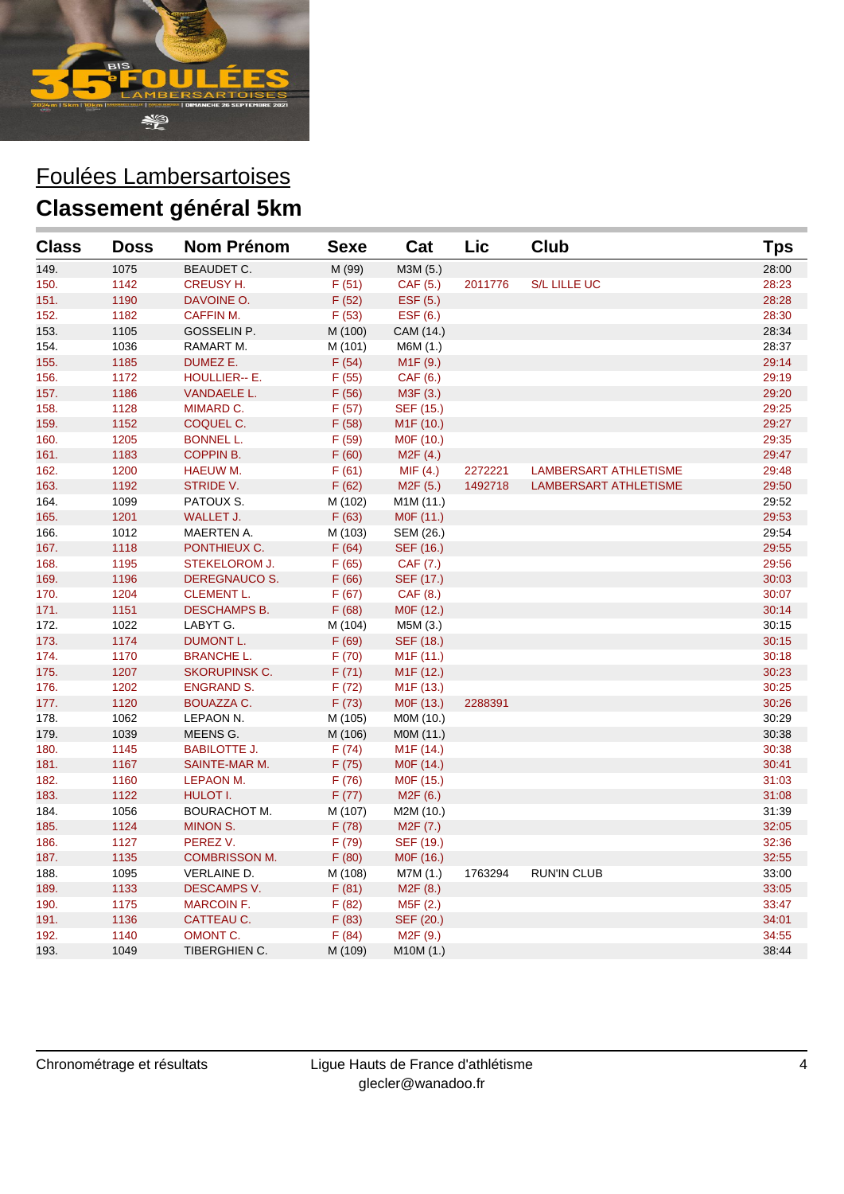# Foulées Lambersartoises

## Classement général 5km

| Class | Doss | Nom Prénom | Sexe | Cat | Lic | Club | Tps |
|---|---|---|---|---|---|---|---|
| 149. | 1075 | BEAUDET C. | M (99) | M3M (5.) | | | 28:00 |
| 150. | 1142 | CREUSY H. | F (51) | CAF (5.) | 2011776 | S/L LILLE UC | 28:23 |
| 151. | 1190 | DAVOINE O. | F (52) | ESF (5.) | | | 28:28 |
| 152. | 1182 | CAFFIN M. | F (53) | ESF (6.) | | | 28:30 |
| 153. | 1105 | GOSSELIN P. | M (100) | CAM (14.) | | | 28:34 |
| 154. | 1036 | RAMART M. | M (101) | M6M (1.) | | | 28:37 |
| 155. | 1185 | DUMEZ E. | F (54) | M1F (9.) | | | 29:14 |
| 156. | 1172 | HOULLIER-- E. | F (55) | CAF (6.) | | | 29:19 |
| 157. | 1186 | VANDAELE L. | F (56) | M3F (3.) | | | 29:20 |
| 158. | 1128 | MIMARD C. | F (57) | SEF (15.) | | | 29:25 |
| 159. | 1152 | COQUEL C. | F (58) | M1F (10.) | | | 29:27 |
| 160. | 1205 | BONNEL L. | F (59) | M0F (10.) | | | 29:35 |
| 161. | 1183 | COPPIN B. | F (60) | M2F (4.) | | | 29:47 |
| 162. | 1200 | HAEUW M. | F (61) | MIF (4.) | 2272221 | LAMBERSART ATHLETISME | 29:48 |
| 163. | 1192 | STRIDE V. | F (62) | M2F (5.) | 1492718 | LAMBERSART ATHLETISME | 29:50 |
| 164. | 1099 | PATOUX S. | M (102) | M1M (11.) | | | 29:52 |
| 165. | 1201 | WALLET J. | F (63) | M0F (11.) | | | 29:53 |
| 166. | 1012 | MAERTEN A. | M (103) | SEM (26.) | | | 29:54 |
| 167. | 1118 | PONTHIEUX C. | F (64) | SEF (16.) | | | 29:55 |
| 168. | 1195 | STEKELOROM J. | F (65) | CAF (7.) | | | 29:56 |
| 169. | 1196 | DEREGNAUCO S. | F (66) | SEF (17.) | | | 30:03 |
| 170. | 1204 | CLEMENT L. | F (67) | CAF (8.) | | | 30:07 |
| 171. | 1151 | DESCHAMPS B. | F (68) | M0F (12.) | | | 30:14 |
| 172. | 1022 | LABYT G. | M (104) | M5M (3.) | | | 30:15 |
| 173. | 1174 | DUMONT L. | F (69) | SEF (18.) | | | 30:15 |
| 174. | 1170 | BRANCHE L. | F (70) | M1F (11.) | | | 30:18 |
| 175. | 1207 | SKORUPINSK C. | F (71) | M1F (12.) | | | 30:23 |
| 176. | 1202 | ENGRAND S. | F (72) | M1F (13.) | | | 30:25 |
| 177. | 1120 | BOUAZZA C. | F (73) | M0F (13.) | 2288391 | | 30:26 |
| 178. | 1062 | LEPAON N. | M (105) | M0M (10.) | | | 30:29 |
| 179. | 1039 | MEENS G. | M (106) | M0M (11.) | | | 30:38 |
| 180. | 1145 | BABILOTTE J. | F (74) | M1F (14.) | | | 30:38 |
| 181. | 1167 | SAINTE-MAR M. | F (75) | M0F (14.) | | | 30:41 |
| 182. | 1160 | LEPAON M. | F (76) | M0F (15.) | | | 31:03 |
| 183. | 1122 | HULOT I. | F (77) | M2F (6.) | | | 31:08 |
| 184. | 1056 | BOURACHOT M. | M (107) | M2M (10.) | | | 31:39 |
| 185. | 1124 | MINON S. | F (78) | M2F (7.) | | | 32:05 |
| 186. | 1127 | PEREZ V. | F (79) | SEF (19.) | | | 32:36 |
| 187. | 1135 | COMBRISSON M. | F (80) | M0F (16.) | | | 32:55 |
| 188. | 1095 | VERLAINE D. | M (108) | M7M (1.) | 1763294 | RUN'IN CLUB | 33:00 |
| 189. | 1133 | DESCAMPS V. | F (81) | M2F (8.) | | | 33:05 |
| 190. | 1175 | MARCOIN F. | F (82) | M5F (2.) | | | 33:47 |
| 191. | 1136 | CATTEAU C. | F (83) | SEF (20.) | | | 34:01 |
| 192. | 1140 | OMONT C. | F (84) | M2F (9.) | | | 34:55 |
| 193. | 1049 | TIBERGHIEN C. | M (109) | M10M (1.) | | | 38:44 |

Chronométrage et résultats — Ligue Hauts de France d'athlétisme — glecler@wanadoo.fr